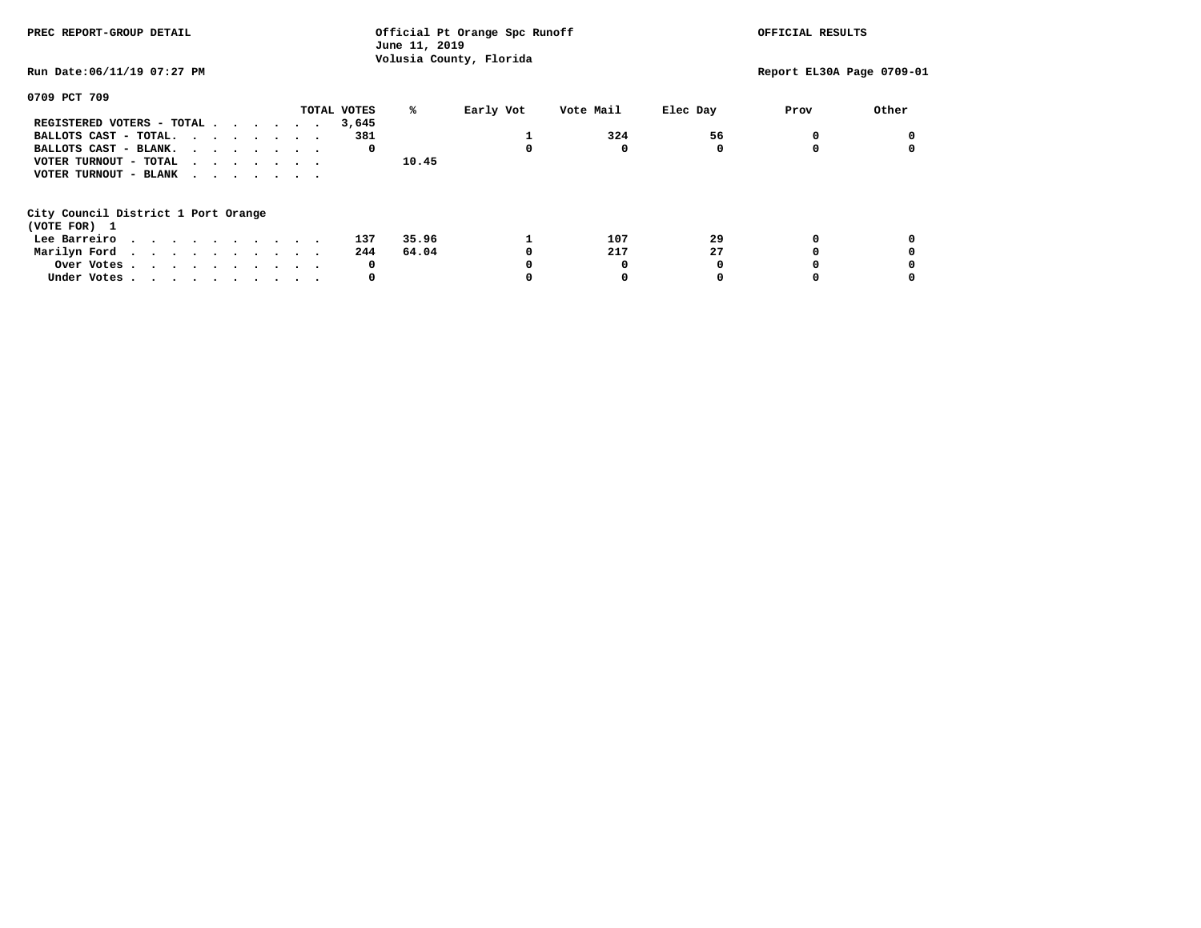PREC REPORT-GROUP DETAIL

Official Pt Orange Spc Runoff
June 11, 2019
Volusia County, Florida

OFFICIAL RESULTS

Run Date:06/11/19 07:27 PM

Report EL30A Page 0709-01

**0709 PCT 709**

| | TOTAL VOTES | % | Early Vot | Vote Mail | Elec Day | Prov | Other |
|---|---|---|---|---|---|---|---|
| REGISTERED VOTERS - TOTAL . . . . . . . | 3,645 | | | | | | |
| BALLOTS CAST - TOTAL. . . . . . . . | 381 | | 1 | 324 | 56 | 0 | 0 |
| BALLOTS CAST - BLANK. . . . . . . . | 0 | | 0 | 0 | 0 | 0 | 0 |
| VOTER TURNOUT - TOTAL . . . . . . . | | 10.45 | | | | | |
| VOTER TURNOUT - BLANK . . . . . . . | | | | | | | |

**City Council District 1 Port Orange**
**(VOTE FOR) 1**

| | TOTAL VOTES | % | Early Vot | Vote Mail | Elec Day | Prov | Other |
|---|---|---|---|---|---|---|---|
| Lee Barreiro . . . . . . . . . . . | 137 | 35.96 | 1 | 107 | 29 | 0 | 0 |
| Marilyn Ford . . . . . . . . . . . | 244 | 64.04 | 0 | 217 | 27 | 0 | 0 |
| Over Votes . . . . . . . . . . . | 0 | | 0 | 0 | 0 | 0 | 0 |
| Under Votes . . . . . . . . . . . | 0 | | 0 | 0 | 0 | 0 | 0 |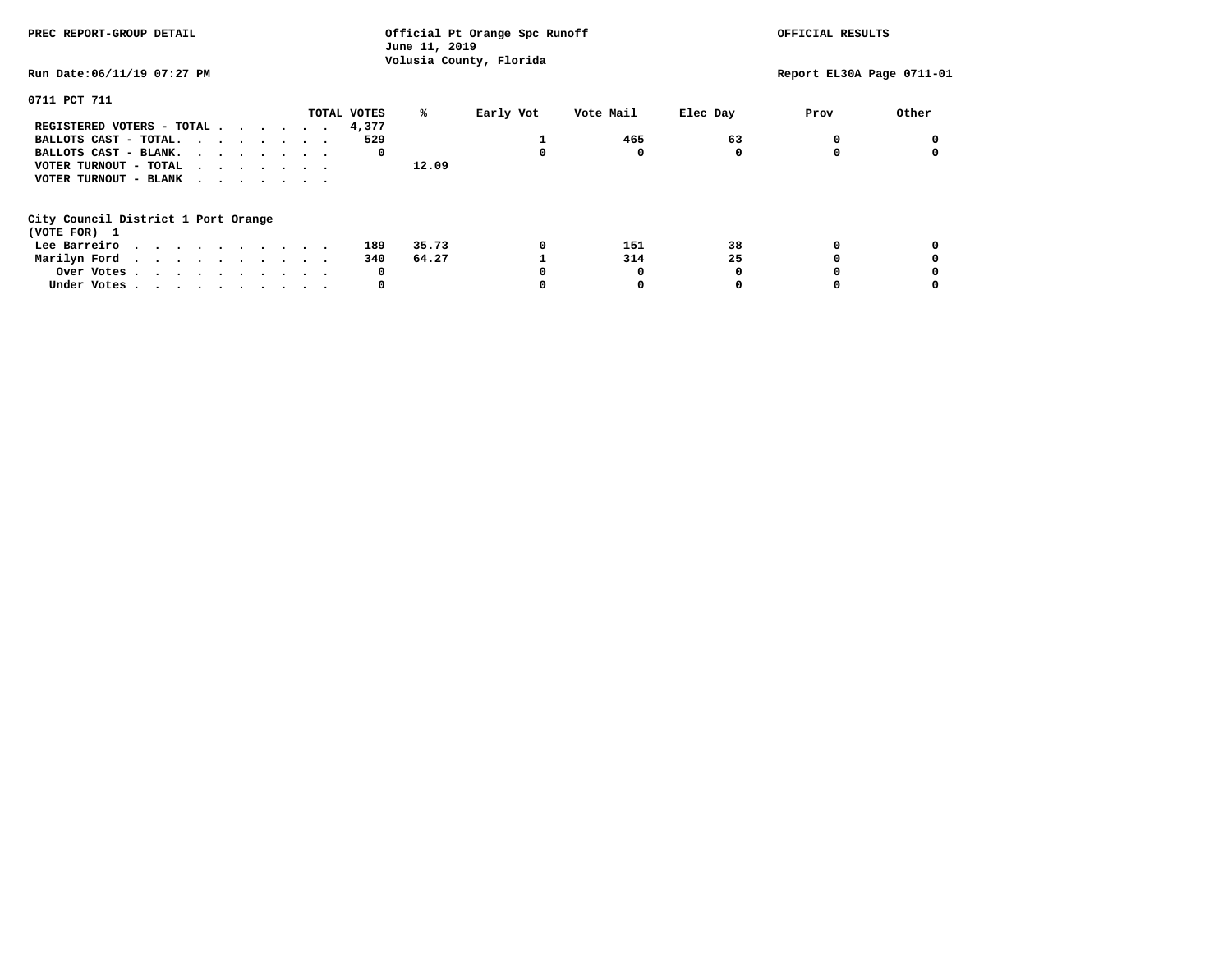PREC REPORT-GROUP DETAIL

Official Pt Orange Spc Runoff
June 11, 2019
Volusia County, Florida

OFFICIAL RESULTS

Run Date:06/11/19 07:27 PM

Report EL30A Page 0711-01

## 0711 PCT 711

| | TOTAL VOTES | % | Early Vot | Vote Mail | Elec Day | Prov | Other |
|---|---|---|---|---|---|---|---|
| REGISTERED VOTERS - TOTAL | 4,377 | | | | | | |
| BALLOTS CAST - TOTAL. | 529 | | 1 | 465 | 63 | 0 | 0 |
| BALLOTS CAST - BLANK. | 0 | | 0 | 0 | 0 | 0 | 0 |
| VOTER TURNOUT - TOTAL | | 12.09 | | | | | |
| VOTER TURNOUT - BLANK | | | | | | | |

### City Council District 1 Port Orange
(VOTE FOR) 1

| | TOTAL VOTES | % | Early Vot | Vote Mail | Elec Day | Prov | Other |
|---|---|---|---|---|---|---|---|
| Lee Barreiro | 189 | 35.73 | 0 | 151 | 38 | 0 | 0 |
| Marilyn Ford | 340 | 64.27 | 1 | 314 | 25 | 0 | 0 |
| Over Votes | 0 | | 0 | 0 | 0 | 0 | 0 |
| Under Votes | 0 | | 0 | 0 | 0 | 0 | 0 |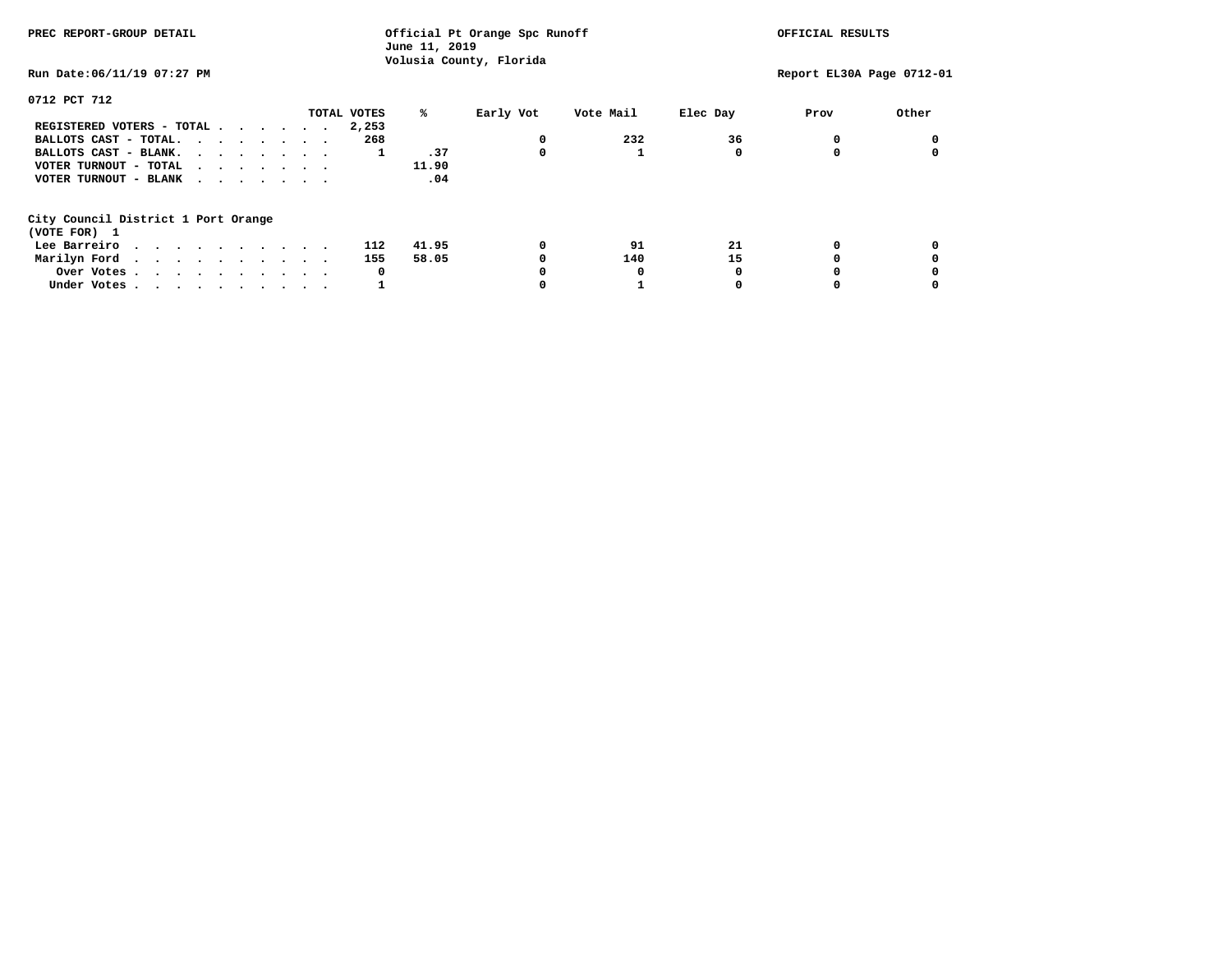PREC REPORT-GROUP DETAIL

Official Pt Orange Spc Runoff
June 11, 2019
Volusia County, Florida

OFFICIAL RESULTS

Run Date:06/11/19 07:27 PM

Report EL30A Page 0712-01

**0712 PCT 712**

| | TOTAL VOTES | % | Early Vot | Vote Mail | Elec Day | Prov | Other |
|---|---|---|---|---|---|---|---|
| REGISTERED VOTERS - TOTAL | 2,253 | | | | | | |
| BALLOTS CAST - TOTAL. | 268 | | 0 | 232 | 36 | 0 | 0 |
| BALLOTS CAST - BLANK. | 1 | .37 | 0 | 1 | 0 | 0 | 0 |
| VOTER TURNOUT - TOTAL | | 11.90 | | | | | |
| VOTER TURNOUT - BLANK | | .04 | | | | | |

**City Council District 1 Port Orange**
**(VOTE FOR) 1**

| | TOTAL VOTES | % | Early Vot | Vote Mail | Elec Day | Prov | Other |
|---|---|---|---|---|---|---|---|
| Lee Barreiro | 112 | 41.95 | 0 | 91 | 21 | 0 | 0 |
| Marilyn Ford | 155 | 58.05 | 0 | 140 | 15 | 0 | 0 |
| Over Votes | 0 | | 0 | 0 | 0 | 0 | 0 |
| Under Votes | 1 | | 0 | 1 | 0 | 0 | 0 |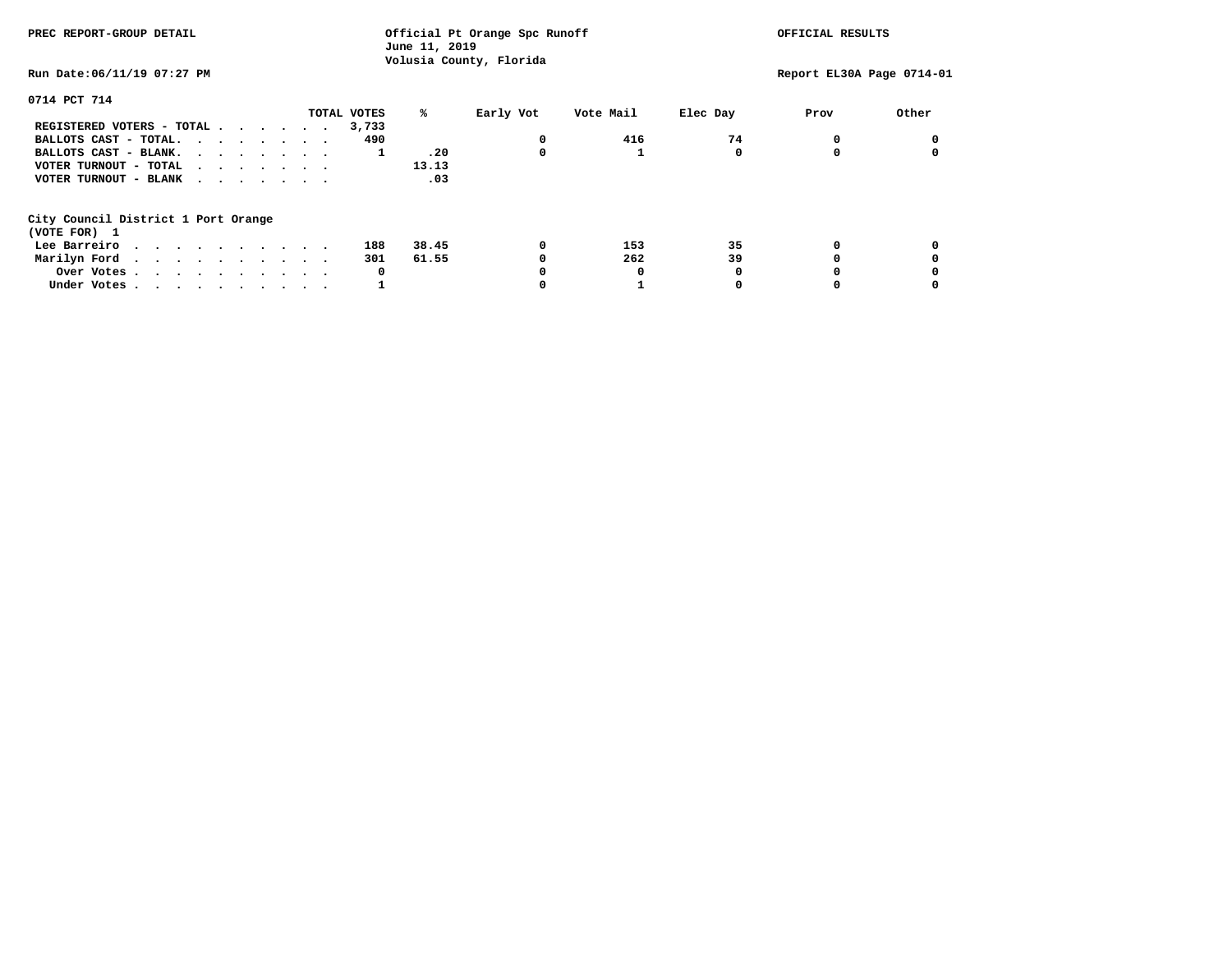PREC REPORT-GROUP DETAIL

Official Pt Orange Spc Runoff
June 11, 2019
Volusia County, Florida

OFFICIAL RESULTS

Run Date:06/11/19 07:27 PM

Report EL30A Page 0714-01

## 0714 PCT 714

| | TOTAL VOTES | % | Early Vot | Vote Mail | Elec Day | Prov | Other |
|---|---|---|---|---|---|---|---|
| REGISTERED VOTERS - TOTAL | 3,733 | | | | | | |
| BALLOTS CAST - TOTAL. | 490 | | 0 | 416 | 74 | 0 | 0 |
| BALLOTS CAST - BLANK. | 1 | .20 | 0 | 1 | 0 | 0 | 0 |
| VOTER TURNOUT - TOTAL | | 13.13 | | | | | |
| VOTER TURNOUT - BLANK | | .03 | | | | | |

### City Council District 1 Port Orange
(VOTE FOR) 1

| | TOTAL VOTES | % | Early Vot | Vote Mail | Elec Day | Prov | Other |
|---|---|---|---|---|---|---|---|
| Lee Barreiro | 188 | 38.45 | 0 | 153 | 35 | 0 | 0 |
| Marilyn Ford | 301 | 61.55 | 0 | 262 | 39 | 0 | 0 |
| Over Votes | 0 | | 0 | 0 | 0 | 0 | 0 |
| Under Votes | 1 | | 0 | 1 | 0 | 0 | 0 |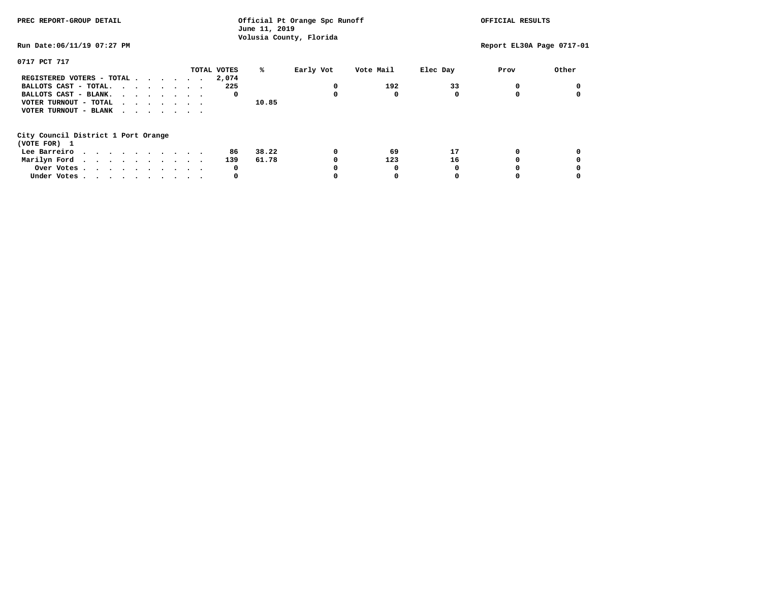PREC REPORT-GROUP DETAIL

Official Pt Orange Spc Runoff
June 11, 2019
Volusia County, Florida

OFFICIAL RESULTS

Run Date:06/11/19 07:27 PM

Report EL30A Page 0717-01

## 0717 PCT 717

| | TOTAL VOTES | % | Early Vot | Vote Mail | Elec Day | Prov | Other |
|---|---|---|---|---|---|---|---|
| REGISTERED VOTERS - TOTAL | 2,074 | | | | | | |
| BALLOTS CAST - TOTAL. | 225 | | 0 | 192 | 33 | 0 | 0 |
| BALLOTS CAST - BLANK. | 0 | | 0 | 0 | 0 | 0 | 0 |
| VOTER TURNOUT - TOTAL | | 10.85 | | | | | |
| VOTER TURNOUT - BLANK | | | | | | | |

### City Council District 1 Port Orange
(VOTE FOR) 1

| | TOTAL VOTES | % | Early Vot | Vote Mail | Elec Day | Prov | Other |
|---|---|---|---|---|---|---|---|
| Lee Barreiro | 86 | 38.22 | 0 | 69 | 17 | 0 | 0 |
| Marilyn Ford | 139 | 61.78 | 0 | 123 | 16 | 0 | 0 |
| Over Votes | 0 | | 0 | 0 | 0 | 0 | 0 |
| Under Votes | 0 | | 0 | 0 | 0 | 0 | 0 |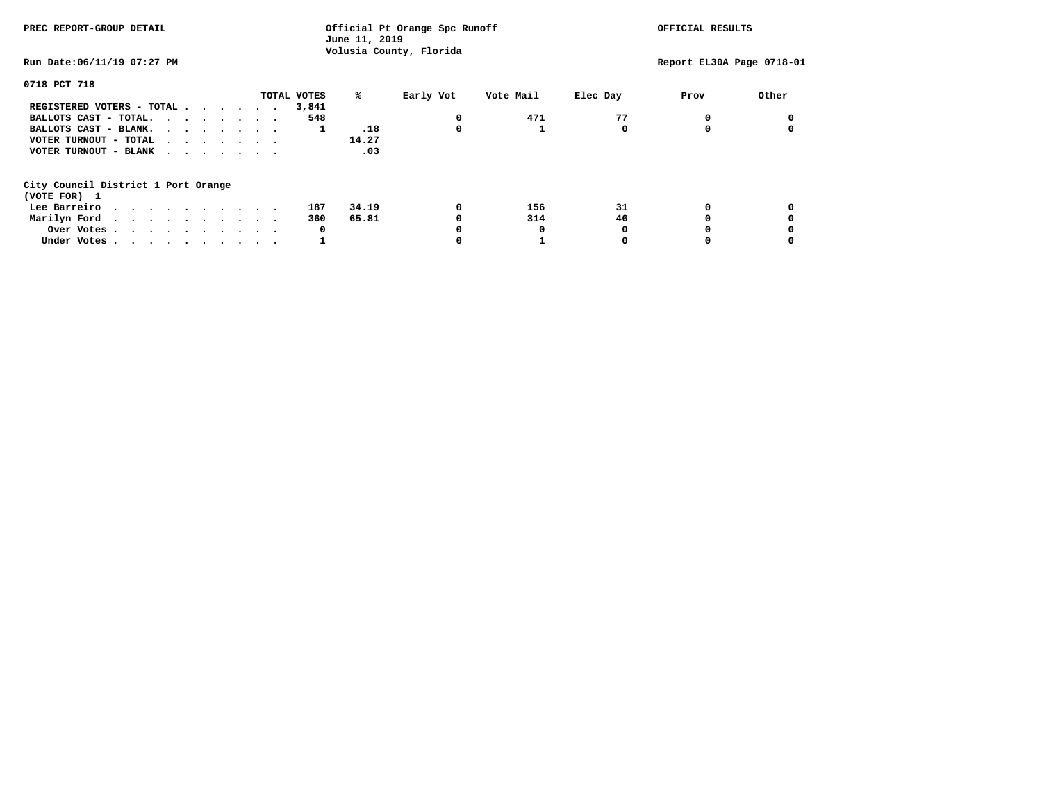PREC REPORT-GROUP DETAIL

Official Pt Orange Spc Runoff
June 11, 2019
Volusia County, Florida

OFFICIAL RESULTS

Run Date:06/11/19 07:27 PM

Report EL30A Page 0718-01

## 0718 PCT 718

| | TOTAL VOTES | % | Early Vot | Vote Mail | Elec Day | Prov | Other |
|---|---|---|---|---|---|---|---|
| REGISTERED VOTERS - TOTAL | 3,841 | | | | | | |
| BALLOTS CAST - TOTAL. | 548 | | 0 | 471 | 77 | 0 | 0 |
| BALLOTS CAST - BLANK. | 1 | .18 | 0 | 1 | 0 | 0 | 0 |
| VOTER TURNOUT - TOTAL | | 14.27 | | | | | |
| VOTER TURNOUT - BLANK | | .03 | | | | | |

### City Council District 1 Port Orange
(VOTE FOR) 1

| | TOTAL VOTES | % | Early Vot | Vote Mail | Elec Day | Prov | Other |
|---|---|---|---|---|---|---|---|
| Lee Barreiro | 187 | 34.19 | 0 | 156 | 31 | 0 | 0 |
| Marilyn Ford | 360 | 65.81 | 0 | 314 | 46 | 0 | 0 |
| Over Votes | 0 | | 0 | 0 | 0 | 0 | 0 |
| Under Votes | 1 | | 0 | 1 | 0 | 0 | 0 |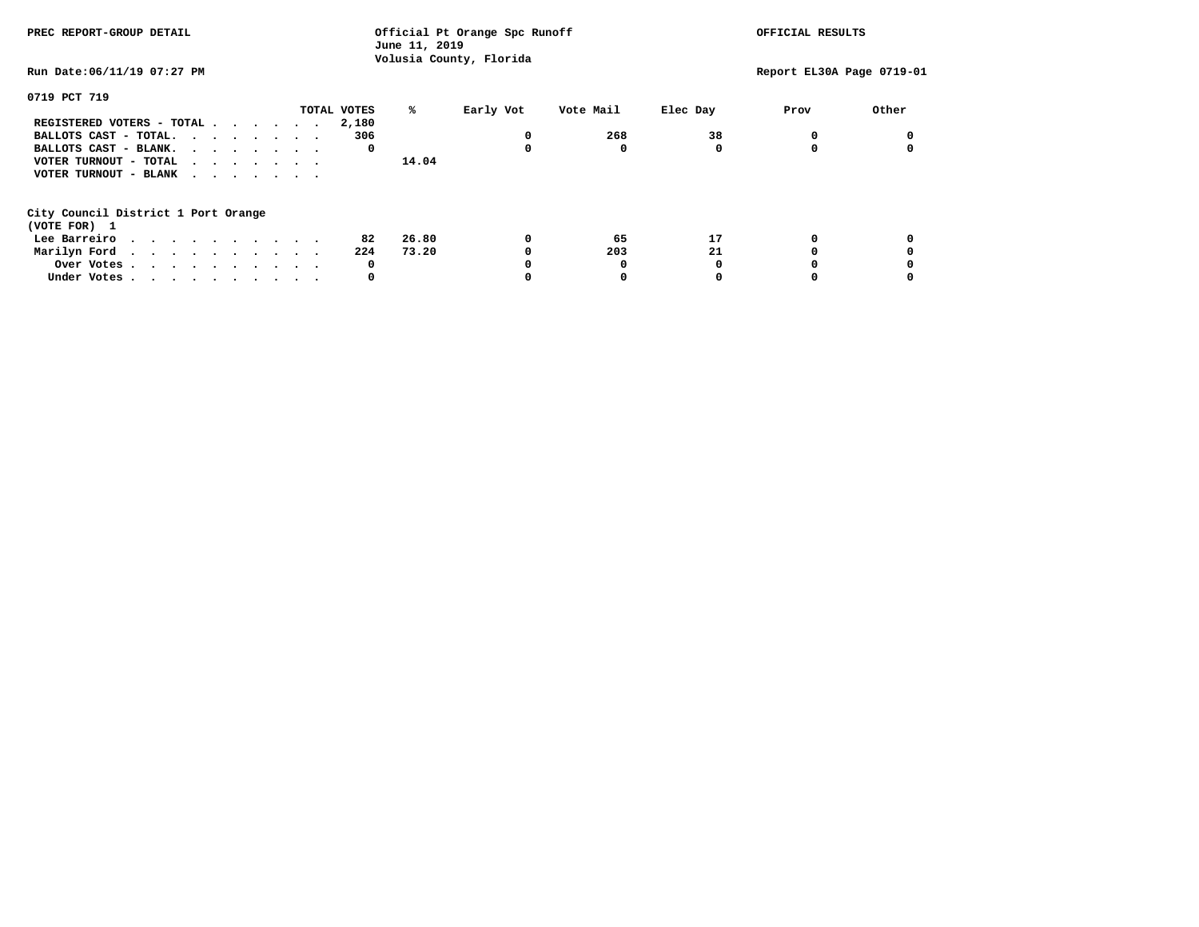PREC REPORT-GROUP DETAIL

Official Pt Orange Spc Runoff
June 11, 2019
Volusia County, Florida

OFFICIAL RESULTS

Run Date:06/11/19 07:27 PM

Report EL30A Page 0719-01

## 0719 PCT 719

| | TOTAL VOTES | % | Early Vot | Vote Mail | Elec Day | Prov | Other |
|---|---|---|---|---|---|---|---|
| REGISTERED VOTERS - TOTAL | 2,180 | | | | | | |
| BALLOTS CAST - TOTAL. | 306 | | 0 | 268 | 38 | 0 | 0 |
| BALLOTS CAST - BLANK. | 0 | | 0 | 0 | 0 | 0 | 0 |
| VOTER TURNOUT - TOTAL | | 14.04 | | | | | |
| VOTER TURNOUT - BLANK | | | | | | | |

City Council District 1 Port Orange
(VOTE FOR) 1

| | TOTAL VOTES | % | Early Vot | Vote Mail | Elec Day | Prov | Other |
|---|---|---|---|---|---|---|---|
| Lee Barreiro | 82 | 26.80 | 0 | 65 | 17 | 0 | 0 |
| Marilyn Ford | 224 | 73.20 | 0 | 203 | 21 | 0 | 0 |
| Over Votes | 0 | | 0 | 0 | 0 | 0 | 0 |
| Under Votes | 0 | | 0 | 0 | 0 | 0 | 0 |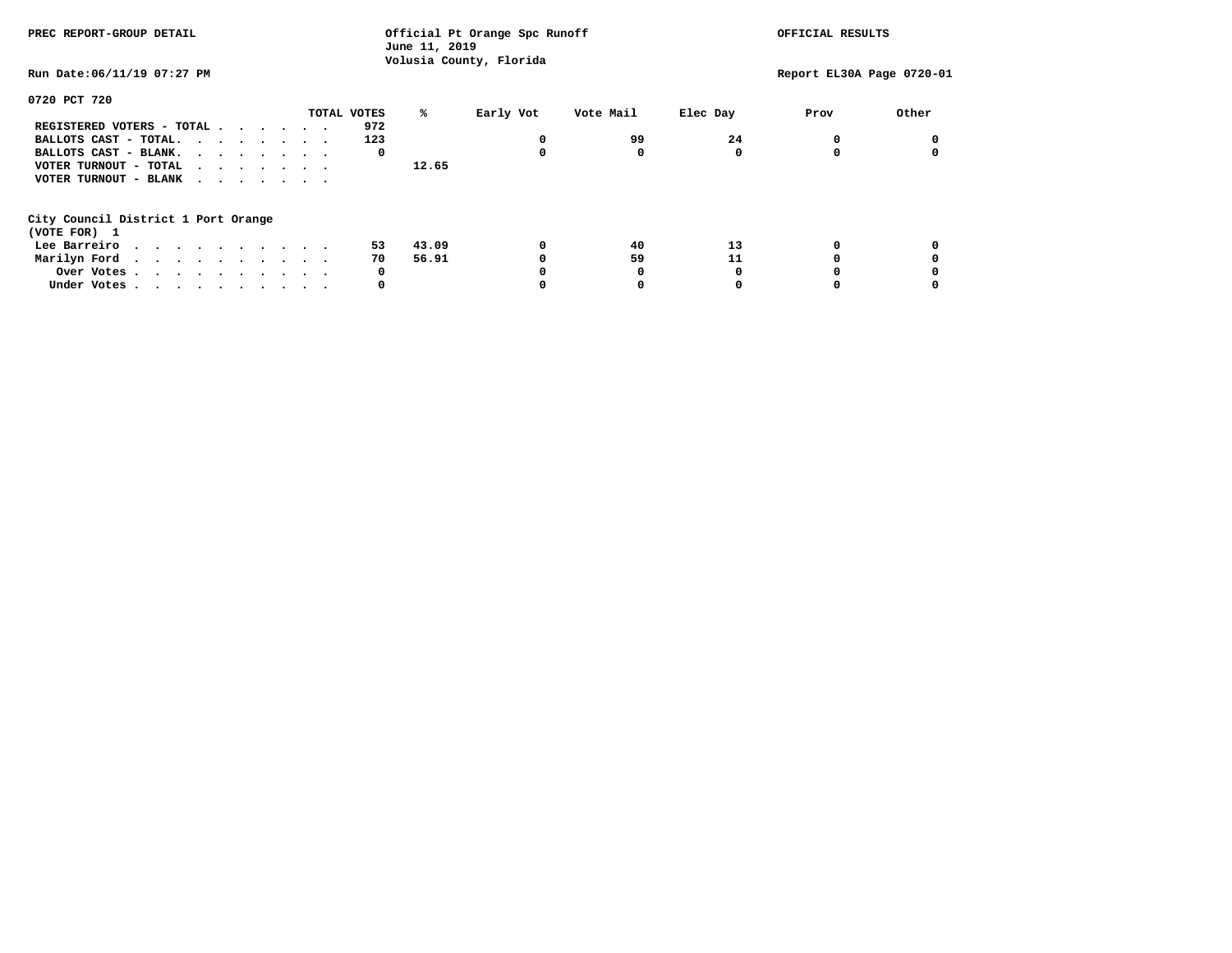PREC REPORT-GROUP DETAIL

Official Pt Orange Spc Runoff
June 11, 2019
Volusia County, Florida

OFFICIAL RESULTS

Run Date:06/11/19 07:27 PM

Report EL30A Page 0720-01

0720 PCT 720

| | TOTAL VOTES | % | Early Vot | Vote Mail | Elec Day | Prov | Other |
|---|---|---|---|---|---|---|---|
| REGISTERED VOTERS - TOTAL | 972 | | | | | | |
| BALLOTS CAST - TOTAL. | 123 | | 0 | 99 | 24 | 0 | 0 |
| BALLOTS CAST - BLANK. | 0 | | 0 | 0 | 0 | 0 | 0 |
| VOTER TURNOUT - TOTAL | | 12.65 | | | | | |
| VOTER TURNOUT - BLANK | | | | | | | |

City Council District 1 Port Orange
(VOTE FOR) 1

| | TOTAL VOTES | % | Early Vot | Vote Mail | Elec Day | Prov | Other |
|---|---|---|---|---|---|---|---|
| Lee Barreiro | 53 | 43.09 | 0 | 40 | 13 | 0 | 0 |
| Marilyn Ford | 70 | 56.91 | 0 | 59 | 11 | 0 | 0 |
| Over Votes | 0 | | 0 | 0 | 0 | 0 | 0 |
| Under Votes | 0 | | 0 | 0 | 0 | 0 | 0 |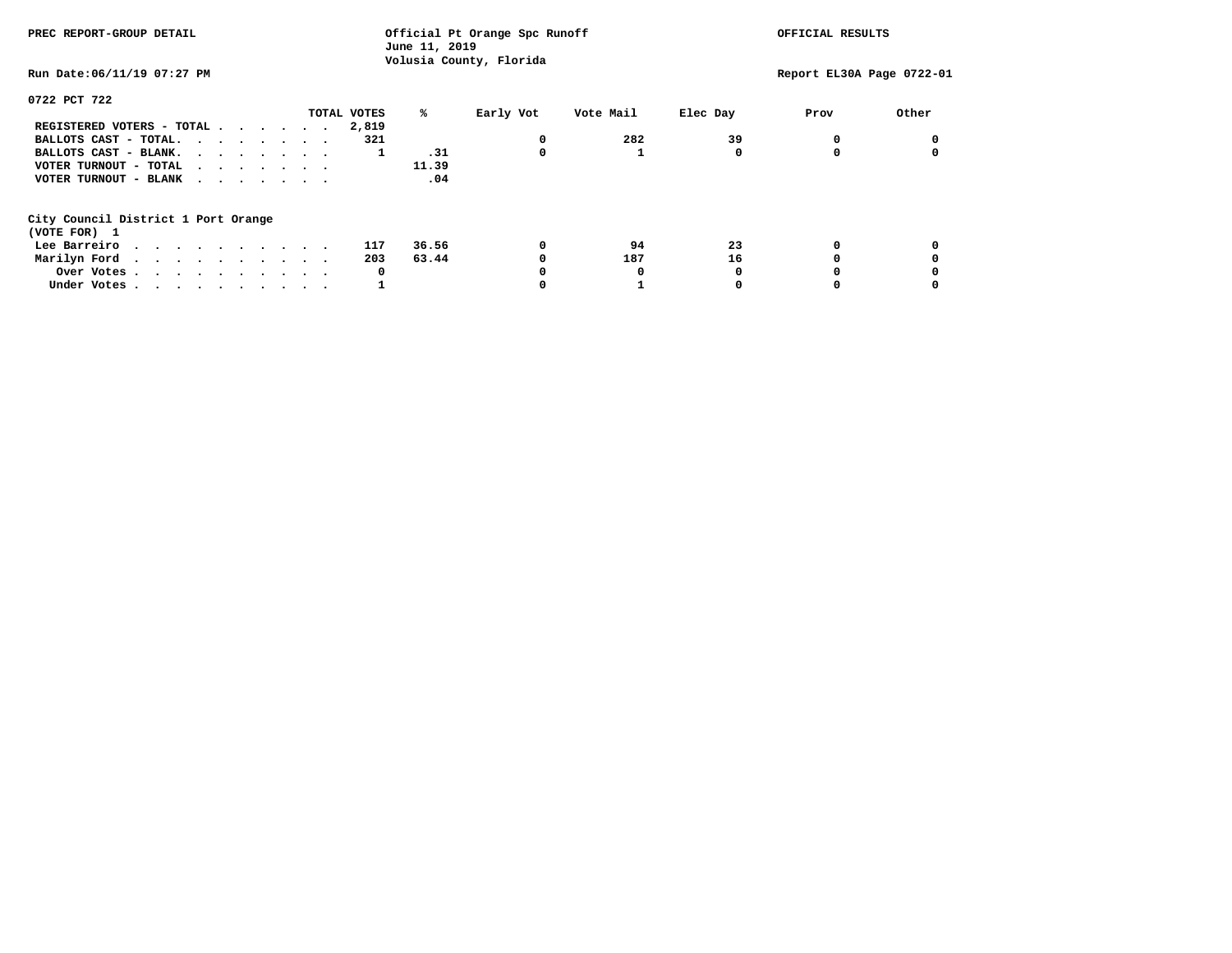PREC REPORT-GROUP DETAIL

Official Pt Orange Spc Runoff
June 11, 2019
Volusia County, Florida

OFFICIAL RESULTS

Run Date:06/11/19 07:27 PM

Report EL30A Page 0722-01

## 0722 PCT 722

| | TOTAL VOTES | % | Early Vot | Vote Mail | Elec Day | Prov | Other |
|---|---|---|---|---|---|---|---|
| REGISTERED VOTERS - TOTAL | 2,819 | | | | | | |
| BALLOTS CAST - TOTAL. | 321 | | 0 | 282 | 39 | 0 | 0 |
| BALLOTS CAST - BLANK. | 1 | .31 | 0 | 1 | 0 | 0 | 0 |
| VOTER TURNOUT - TOTAL | | 11.39 | | | | | |
| VOTER TURNOUT - BLANK | | .04 | | | | | |

### City Council District 1 Port Orange
(VOTE FOR) 1

| | TOTAL VOTES | % | Early Vot | Vote Mail | Elec Day | Prov | Other |
|---|---|---|---|---|---|---|---|
| Lee Barreiro | 117 | 36.56 | 0 | 94 | 23 | 0 | 0 |
| Marilyn Ford | 203 | 63.44 | 0 | 187 | 16 | 0 | 0 |
| Over Votes | 0 | | 0 | 0 | 0 | 0 | 0 |
| Under Votes | 1 | | 0 | 1 | 0 | 0 | 0 |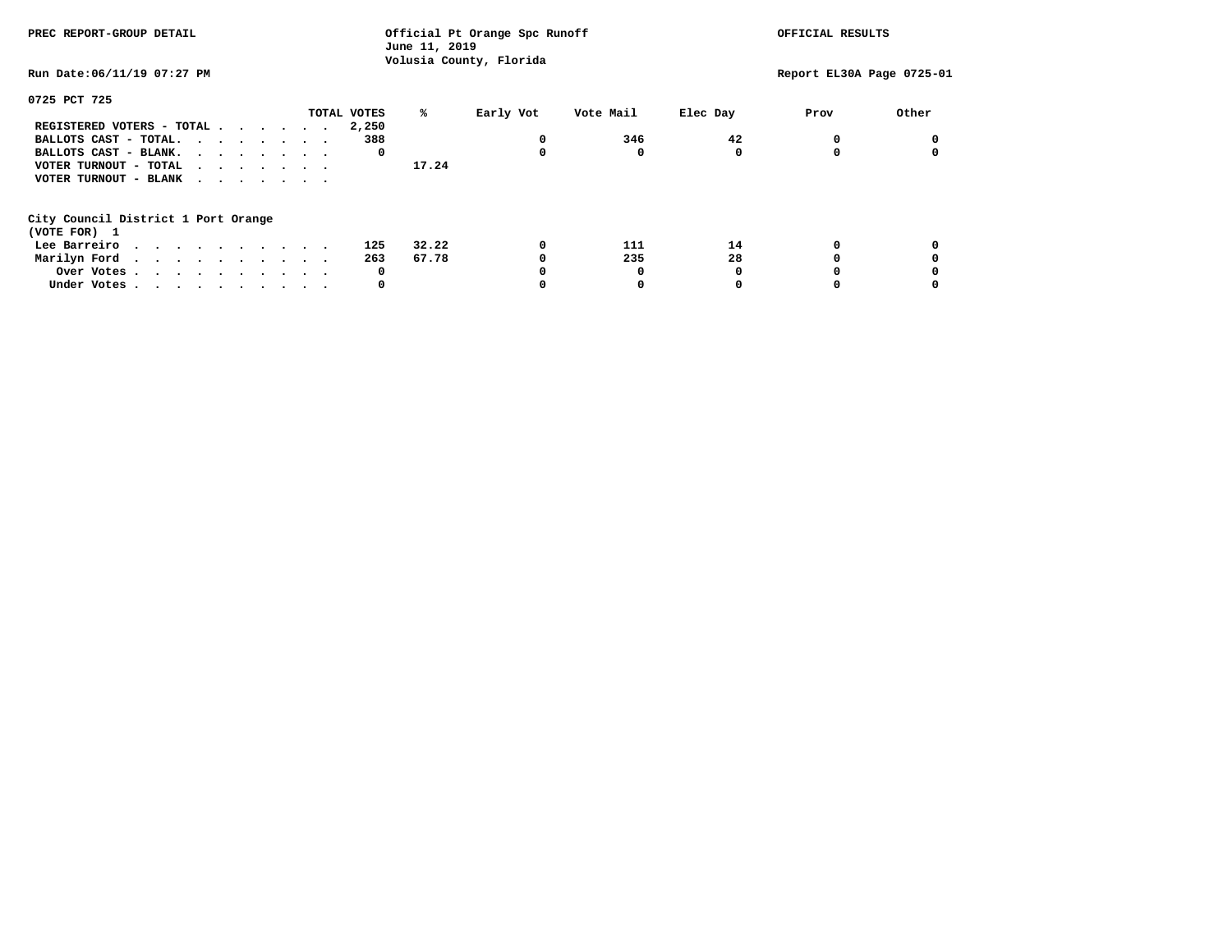PREC REPORT-GROUP DETAIL

Official Pt Orange Spc Runoff
June 11, 2019
Volusia County, Florida

OFFICIAL RESULTS

Run Date:06/11/19 07:27 PM

Report EL30A Page 0725-01

## 0725 PCT 725

| | TOTAL VOTES | % | Early Vot | Vote Mail | Elec Day | Prov | Other |
|---|---|---|---|---|---|---|---|
| REGISTERED VOTERS - TOTAL | 2,250 | | | | | | |
| BALLOTS CAST - TOTAL. | 388 | | 0 | 346 | 42 | 0 | 0 |
| BALLOTS CAST - BLANK. | 0 | | 0 | 0 | 0 | 0 | 0 |
| VOTER TURNOUT - TOTAL | | 17.24 | | | | | |
| VOTER TURNOUT - BLANK | | | | | | | |

### City Council District 1 Port Orange
(VOTE FOR) 1

| | TOTAL VOTES | % | Early Vot | Vote Mail | Elec Day | Prov | Other |
|---|---|---|---|---|---|---|---|
| Lee Barreiro | 125 | 32.22 | 0 | 111 | 14 | 0 | 0 |
| Marilyn Ford | 263 | 67.78 | 0 | 235 | 28 | 0 | 0 |
| Over Votes | 0 | | 0 | 0 | 0 | 0 | 0 |
| Under Votes | 0 | | 0 | 0 | 0 | 0 | 0 |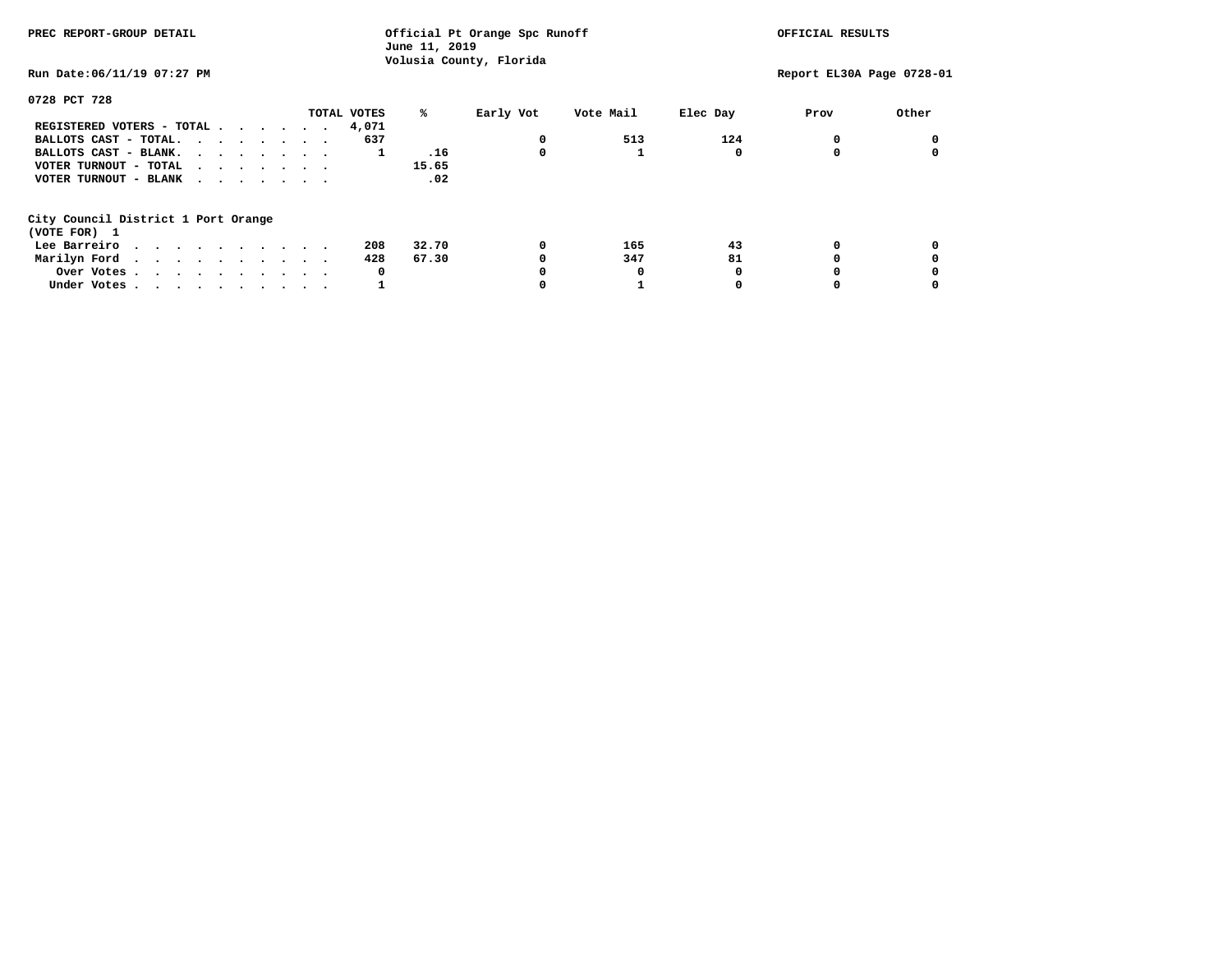PREC REPORT-GROUP DETAIL

Official Pt Orange Spc Runoff
June 11, 2019
Volusia County, Florida

OFFICIAL RESULTS

Run Date:06/11/19 07:27 PM

Report EL30A Page 0728-01

## 0728 PCT 728

| | TOTAL VOTES | % | Early Vot | Vote Mail | Elec Day | Prov | Other |
|---|---|---|---|---|---|---|---|
| REGISTERED VOTERS - TOTAL | 4,071 | | | | | | |
| BALLOTS CAST - TOTAL. | 637 | | 0 | 513 | 124 | 0 | 0 |
| BALLOTS CAST - BLANK. | 1 | .16 | 0 | 1 | 0 | 0 | 0 |
| VOTER TURNOUT - TOTAL | | 15.65 | | | | | |
| VOTER TURNOUT - BLANK | | .02 | | | | | |

### City Council District 1 Port Orange
(VOTE FOR) 1

| | TOTAL VOTES | % | Early Vot | Vote Mail | Elec Day | Prov | Other |
|---|---|---|---|---|---|---|---|
| Lee Barreiro | 208 | 32.70 | 0 | 165 | 43 | 0 | 0 |
| Marilyn Ford | 428 | 67.30 | 0 | 347 | 81 | 0 | 0 |
| Over Votes | 0 | | 0 | 0 | 0 | 0 | 0 |
| Under Votes | 1 | | 0 | 1 | 0 | 0 | 0 |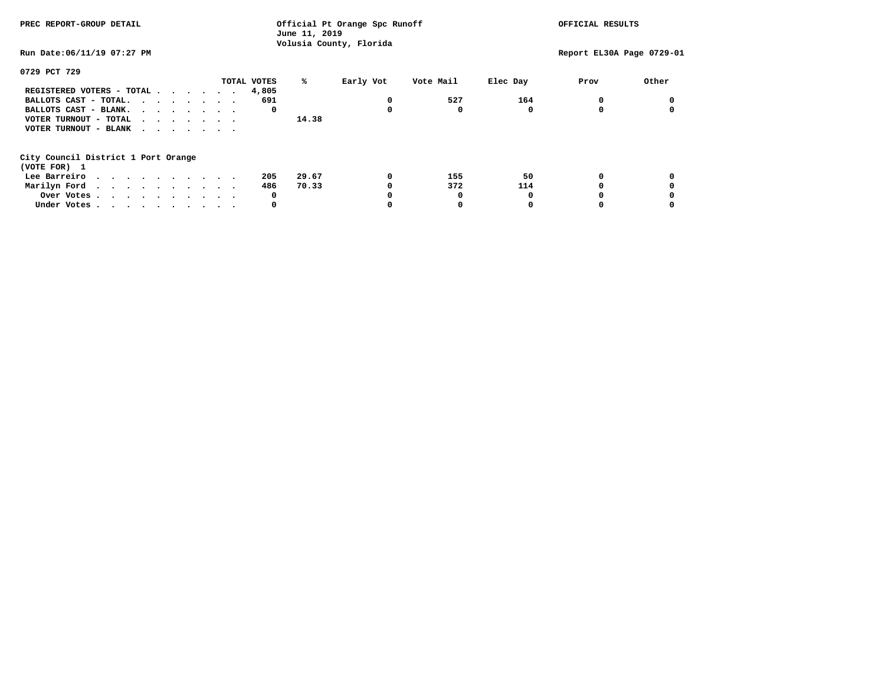PREC REPORT-GROUP DETAIL

Official Pt Orange Spc Runoff
June 11, 2019
Volusia County, Florida

OFFICIAL RESULTS

Run Date:06/11/19 07:27 PM

Report EL30A Page 0729-01

## 0729 PCT 729

| | TOTAL VOTES | % | Early Vot | Vote Mail | Elec Day | Prov | Other |
|---|---|---|---|---|---|---|---|
| REGISTERED VOTERS - TOTAL | 4,805 | | | | | | |
| BALLOTS CAST - TOTAL. | 691 | | 0 | 527 | 164 | 0 | 0 |
| BALLOTS CAST - BLANK. | 0 | | 0 | 0 | 0 | 0 | 0 |
| VOTER TURNOUT - TOTAL | | 14.38 | | | | | |
| VOTER TURNOUT - BLANK | | | | | | | |

City Council District 1 Port Orange
(VOTE FOR) 1

| | TOTAL VOTES | % | Early Vot | Vote Mail | Elec Day | Prov | Other |
|---|---|---|---|---|---|---|---|
| Lee Barreiro | 205 | 29.67 | 0 | 155 | 50 | 0 | 0 |
| Marilyn Ford | 486 | 70.33 | 0 | 372 | 114 | 0 | 0 |
| Over Votes | 0 | | 0 | 0 | 0 | 0 | 0 |
| Under Votes | 0 | | 0 | 0 | 0 | 0 | 0 |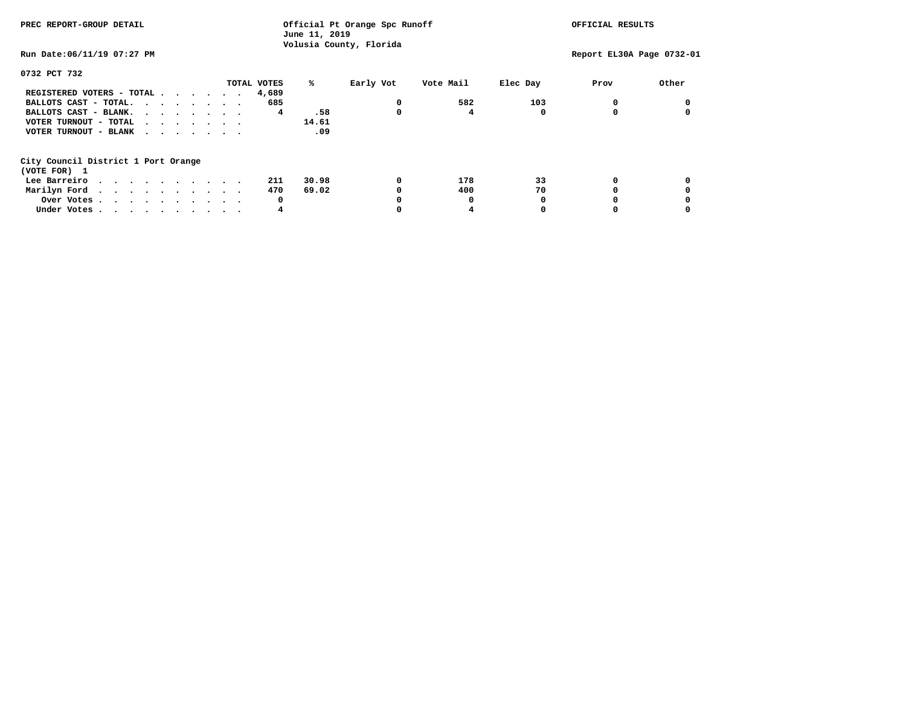PREC REPORT-GROUP DETAIL

Official Pt Orange Spc Runoff
June 11, 2019
Volusia County, Florida

OFFICIAL RESULTS

Run Date:06/11/19 07:27 PM

Report EL30A Page 0732-01

## 0732 PCT 732

| | TOTAL VOTES | % | Early Vot | Vote Mail | Elec Day | Prov | Other |
|---|---|---|---|---|---|---|---|
| REGISTERED VOTERS - TOTAL | 4,689 | | | | | | |
| BALLOTS CAST - TOTAL. | 685 | | 0 | 582 | 103 | 0 | 0 |
| BALLOTS CAST - BLANK. | 4 | .58 | 0 | 4 | 0 | 0 | 0 |
| VOTER TURNOUT - TOTAL | | 14.61 | | | | | |
| VOTER TURNOUT - BLANK | | .09 | | | | | |

### City Council District 1 Port Orange
(VOTE FOR) 1

| | TOTAL VOTES | % | Early Vot | Vote Mail | Elec Day | Prov | Other |
|---|---|---|---|---|---|---|---|
| Lee Barreiro | 211 | 30.98 | 0 | 178 | 33 | 0 | 0 |
| Marilyn Ford | 470 | 69.02 | 0 | 400 | 70 | 0 | 0 |
| Over Votes | 0 | | 0 | 0 | 0 | 0 | 0 |
| Under Votes | 4 | | 0 | 4 | 0 | 0 | 0 |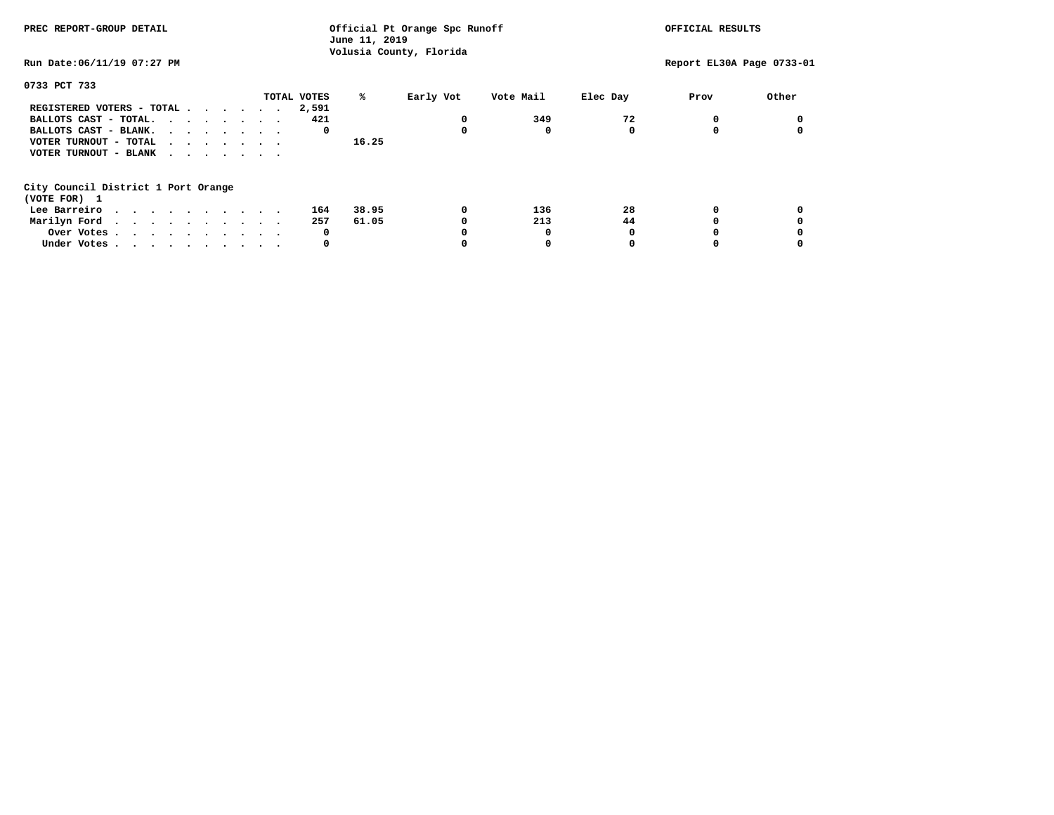PREC REPORT-GROUP DETAIL

Official Pt Orange Spc Runoff
June 11, 2019
Volusia County, Florida

OFFICIAL RESULTS

Run Date:06/11/19 07:27 PM

Report EL30A Page 0733-01

## 0733 PCT 733

| | TOTAL VOTES | % | Early Vot | Vote Mail | Elec Day | Prov | Other |
|---|---|---|---|---|---|---|---|
| REGISTERED VOTERS - TOTAL | 2,591 | | | | | | |
| BALLOTS CAST - TOTAL. | 421 | | 0 | 349 | 72 | 0 | 0 |
| BALLOTS CAST - BLANK. | 0 | | 0 | 0 | 0 | 0 | 0 |
| VOTER TURNOUT - TOTAL | | 16.25 | | | | | |
| VOTER TURNOUT - BLANK | | | | | | | |

### City Council District 1 Port Orange
(VOTE FOR) 1

| | TOTAL VOTES | % | Early Vot | Vote Mail | Elec Day | Prov | Other |
|---|---|---|---|---|---|---|---|
| Lee Barreiro | 164 | 38.95 | 0 | 136 | 28 | 0 | 0 |
| Marilyn Ford | 257 | 61.05 | 0 | 213 | 44 | 0 | 0 |
| Over Votes | 0 | | 0 | 0 | 0 | 0 | 0 |
| Under Votes | 0 | | 0 | 0 | 0 | 0 | 0 |